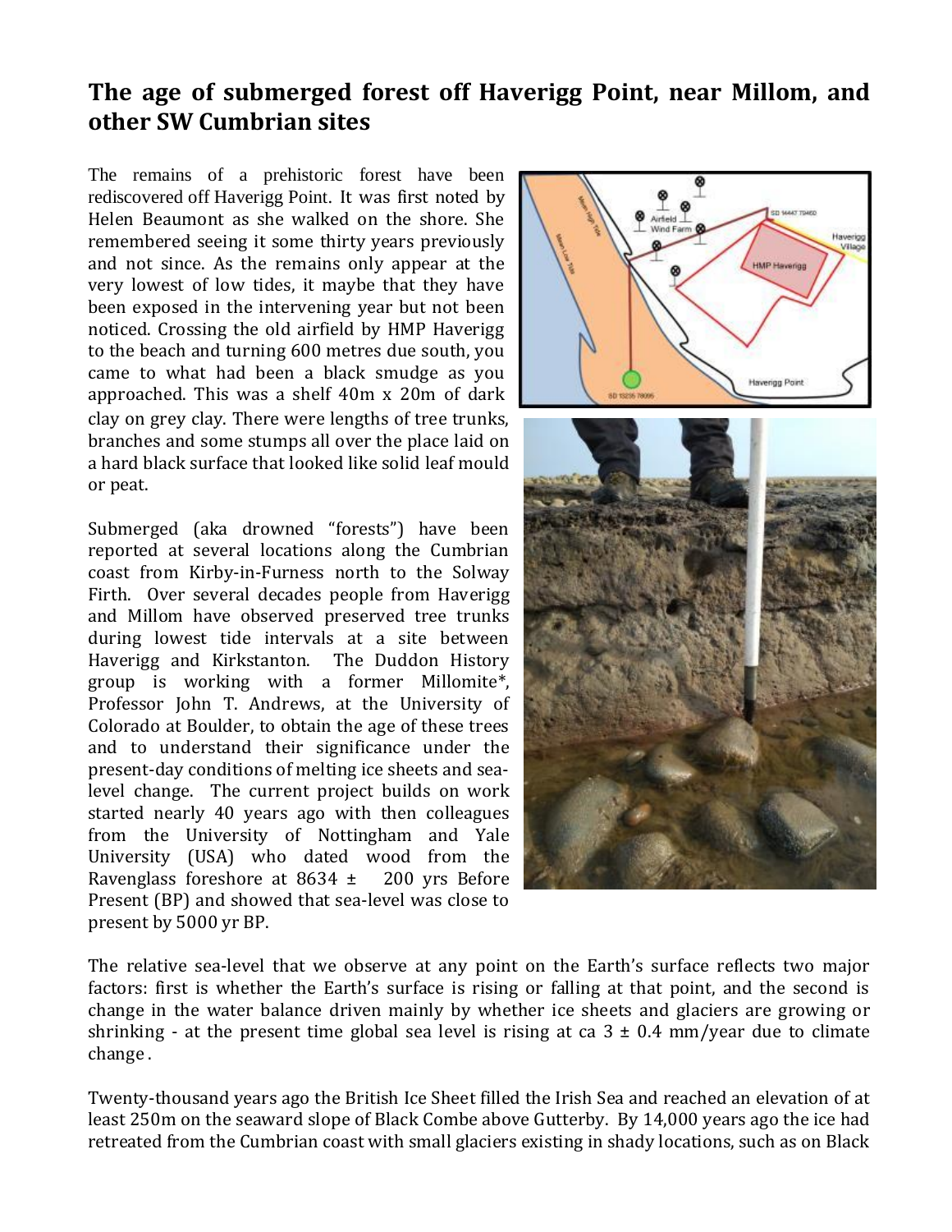# The age of submerged forest off Haverigg Point, near Millom, and other SW Cumbrian sites

The remains of a prehistoric forest have been rediscovered off Haverigg Point. It was first noted by Helen Beaumont as she walked on the shore. She remembered seeing it some thirty years previously and not since. As the remains only appear at the very lowest of low tides, it maybe that they have been exposed in the intervening year but not been noticed. Crossing the old airfield by HMP Haverigg to the beach and turning 600 metres due south, you came to what had been a black smudge as you approached. This was a shelf 40m x 20m of dark clay on grey clay. There were lengths of tree trunks, branches and some stumps all over the place laid on a hard black surface that looked like solid leaf mould or peat.

Submerged (aka drowned "forests") have been reported at several locations along the Cumbrian coast from Kirby-in-Furness north to the Solway Firth. Over several decades people from Haverigg and Millom have observed preserved tree trunks during lowest tide intervals at a site between Haverigg and Kirkstanton. The Duddon History group is working with a former Millomite*, Professor John T. Andrews, at the University of Colorado at Boulder, to obtain the age of these trees and to understand their significance under the present-day conditions of melting ice sheets and sea-level change. The current project builds on work started nearly 40 years ago with then colleagues from the University of Nottingham and Yale University (USA) who dated wood from the Ravenglass foreshore at 8634 ± 200 yrs Before Present (BP) and showed that sea-level was close to present by 5000 yr BP.

The relative sea-level that we observe at any point on the Earth's surface reflects two major factors: first is whether the Earth's surface is rising or falling at that point, and the second is change in the water balance driven mainly by whether ice sheets and glaciers are growing or shrinking - at the present time global sea level is rising at ca 3 ± 0.4 mm/year due to climate change.

Twenty-thousand years ago the British Ice Sheet filled the Irish Sea and reached an elevation of at least 250m on the seaward slope of Black Combe above Gutterby. By 14,000 years ago the ice had retreated from the Cumbrian coast with small glaciers existing in shady locations, such as on Black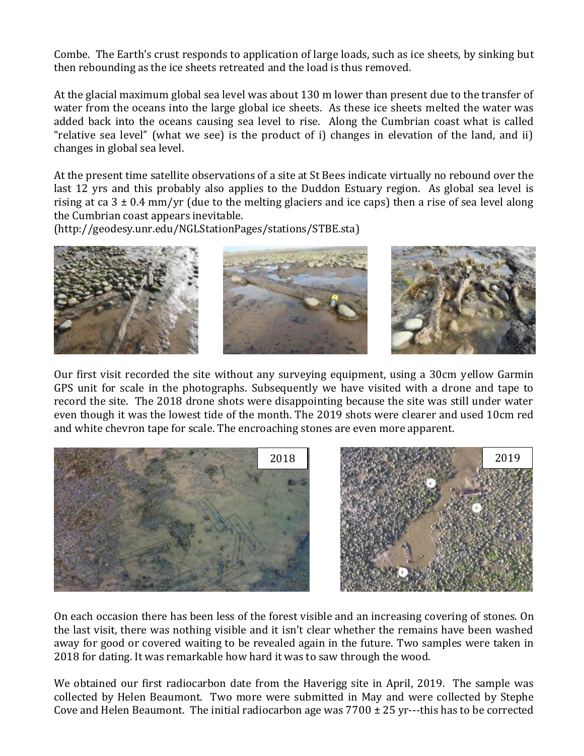Combe. The Earth's crust responds to application of large loads, such as ice sheets, by sinking but then rebounding as the ice sheets retreated and the load is thus removed.

At the glacial maximum global sea level was about 130 m lower than present due to the transfer of water from the oceans into the large global ice sheets. As these ice sheets melted the water was added back into the oceans causing sea level to rise. Along the Cumbrian coast what is called "relative sea level" (what we see) is the product of i) changes in elevation of the land, and ii) changes in global sea level.

At the present time satellite observations of a site at St Bees indicate virtually no rebound over the last 12 yrs and this probably also applies to the Duddon Estuary region. As global sea level is rising at ca $3 \pm 0.4$ mm/yr (due to the melting glaciers and ice caps) then a rise of sea level along the Cumbrian coast appears inevitable.
(http://geodesy.unr.edu/NGLStationPages/stations/STBE.sta)

Our first visit recorded the site without any surveying equipment, using a 30cm yellow Garmin GPS unit for scale in the photographs. Subsequently we have visited with a drone and tape to record the site. The 2018 drone shots were disappointing because the site was still under water even though it was the lowest tide of the month. The 2019 shots were clearer and used 10cm red and white chevron tape for scale. The encroaching stones are even more apparent.

2018

2019

On each occasion there has been less of the forest visible and an increasing covering of stones. On the last visit, there was nothing visible and it isn't clear whether the remains have been washed away for good or covered waiting to be revealed again in the future. Two samples were taken in 2018 for dating. It was remarkable how hard it was to saw through the wood.

We obtained our first radiocarbon date from the Haverigg site in April, 2019. The sample was collected by Helen Beaumont. Two more were submitted in May and were collected by Stephe Cove and Helen Beaumont. The initial radiocarbon age was $7700 \pm 25$ yr---this has to be corrected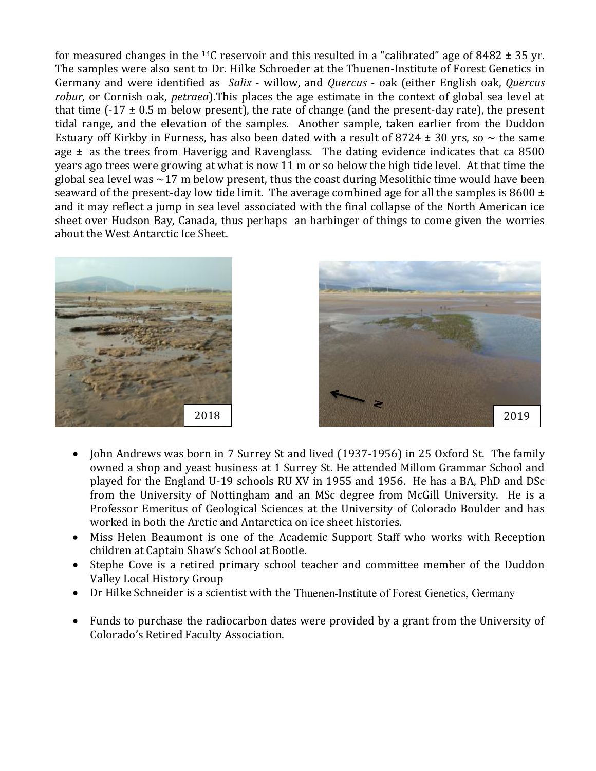for measured changes in the $^{14}C$ reservoir and this resulted in a "calibrated" age of 8482 ± 35 yr. The samples were also sent to Dr. Hilke Schroeder at the Thuenen-Institute of Forest Genetics in Germany and were identified as *Salix* - willow, and *Quercus* - oak (either English oak, *Quercus robur*, or Cornish oak, *petraea*).This places the age estimate in the context of global sea level at that time (-17 ± 0.5 m below present), the rate of change (and the present-day rate), the present tidal range, and the elevation of the samples. Another sample, taken earlier from the Duddon Estuary off Kirkby in Furness, has also been dated with a result of 8724 ± 30 yrs, so ~ the same age ± as the trees from Haverigg and Ravenglass. The dating evidence indicates that ca 8500 years ago trees were growing at what is now 11 m or so below the high tide level. At that time the global sea level was ~17 m below present, thus the coast during Mesolithic time would have been seaward of the present-day low tide limit. The average combined age for all the samples is 8600 ± and it may reflect a jump in sea level associated with the final collapse of the North American ice sheet over Hudson Bay, Canada, thus perhaps an harbinger of things to come given the worries about the West Antarctic Ice Sheet.

2018

N

2019

- John Andrews was born in 7 Surrey St and lived (1937-1956) in 25 Oxford St. The family owned a shop and yeast business at 1 Surrey St. He attended Millom Grammar School and played for the England U-19 schools RU XV in 1955 and 1956. He has a BA, PhD and DSc from the University of Nottingham and an MSc degree from McGill University. He is a Professor Emeritus of Geological Sciences at the University of Colorado Boulder and has worked in both the Arctic and Antarctica on ice sheet histories.
- Miss Helen Beaumont is one of the Academic Support Staff who works with Reception children at Captain Shaw's School at Bootle.
- Stephe Cove is a retired primary school teacher and committee member of the Duddon Valley Local History Group
- Dr Hilke Schneider is a scientist with the Thuenen-Institute of Forest Genetics, Germany
- Funds to purchase the radiocarbon dates were provided by a grant from the University of Colorado's Retired Faculty Association.